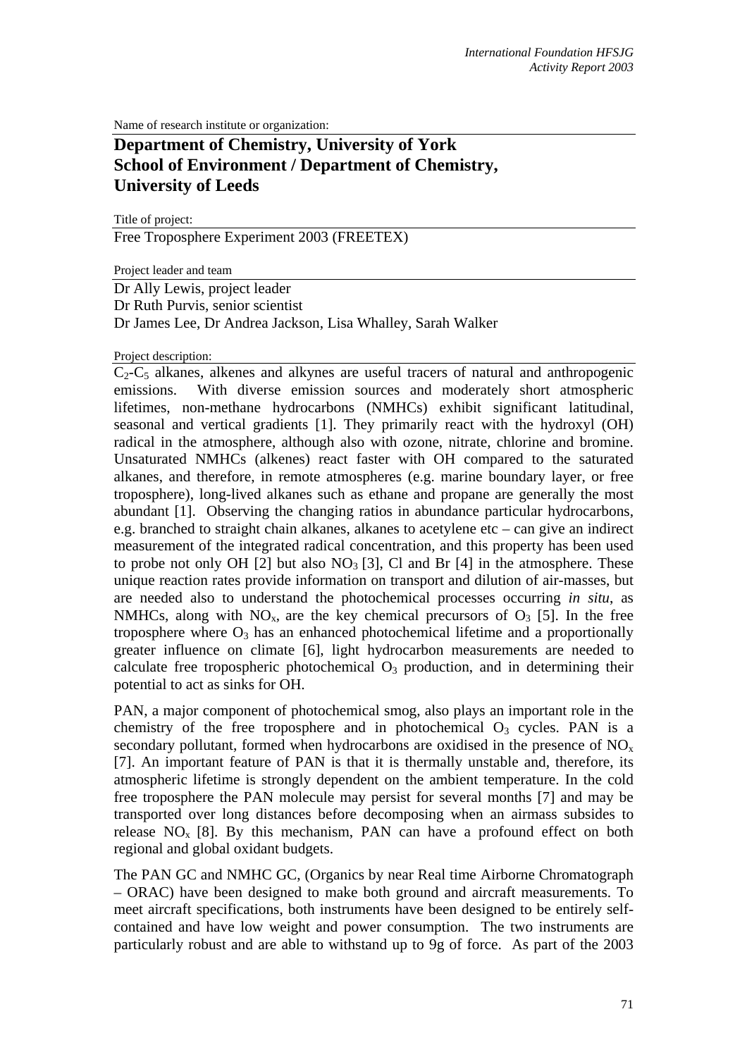Name of research institute or organization:

# Department of Chemistry, University of York
# School of Environment / Department of Chemistry, University of Leeds

Title of project:

Free Troposphere Experiment 2003 (FREETEX)

Project leader and team

Dr Ally Lewis, project leader
Dr Ruth Purvis, senior scientist
Dr James Lee, Dr Andrea Jackson, Lisa Whalley, Sarah Walker

Project description:

$C_2$-$C_5$ alkanes, alkenes and alkynes are useful tracers of natural and anthropogenic emissions. With diverse emission sources and moderately short atmospheric lifetimes, non-methane hydrocarbons (NMHCs) exhibit significant latitudinal, seasonal and vertical gradients [1]. They primarily react with the hydroxyl (OH) radical in the atmosphere, although also with ozone, nitrate, chlorine and bromine. Unsaturated NMHCs (alkenes) react faster with OH compared to the saturated alkanes, and therefore, in remote atmospheres (e.g. marine boundary layer, or free troposphere), long-lived alkanes such as ethane and propane are generally the most abundant [1]. Observing the changing ratios in abundance particular hydrocarbons, e.g. branched to straight chain alkanes, alkanes to acetylene etc – can give an indirect measurement of the integrated radical concentration, and this property has been used to probe not only OH [2] but also $NO_3$ [3], Cl and Br [4] in the atmosphere. These unique reaction rates provide information on transport and dilution of air-masses, but are needed also to understand the photochemical processes occurring *in situ*, as NMHCs, along with $NO_x$, are the key chemical precursors of $O_3$ [5]. In the free troposphere where $O_3$ has an enhanced photochemical lifetime and a proportionally greater influence on climate [6], light hydrocarbon measurements are needed to calculate free tropospheric photochemical $O_3$ production, and in determining their potential to act as sinks for OH.

PAN, a major component of photochemical smog, also plays an important role in the chemistry of the free troposphere and in photochemical $O_3$ cycles. PAN is a secondary pollutant, formed when hydrocarbons are oxidised in the presence of $NO_x$ [7]. An important feature of PAN is that it is thermally unstable and, therefore, its atmospheric lifetime is strongly dependent on the ambient temperature. In the cold free troposphere the PAN molecule may persist for several months [7] and may be transported over long distances before decomposing when an airmass subsides to release $NO_x$ [8]. By this mechanism, PAN can have a profound effect on both regional and global oxidant budgets.

The PAN GC and NMHC GC, (Organics by near Real time Airborne Chromatograph – ORAC) have been designed to make both ground and aircraft measurements. To meet aircraft specifications, both instruments have been designed to be entirely self-contained and have low weight and power consumption. The two instruments are particularly robust and are able to withstand up to 9g of force. As part of the 2003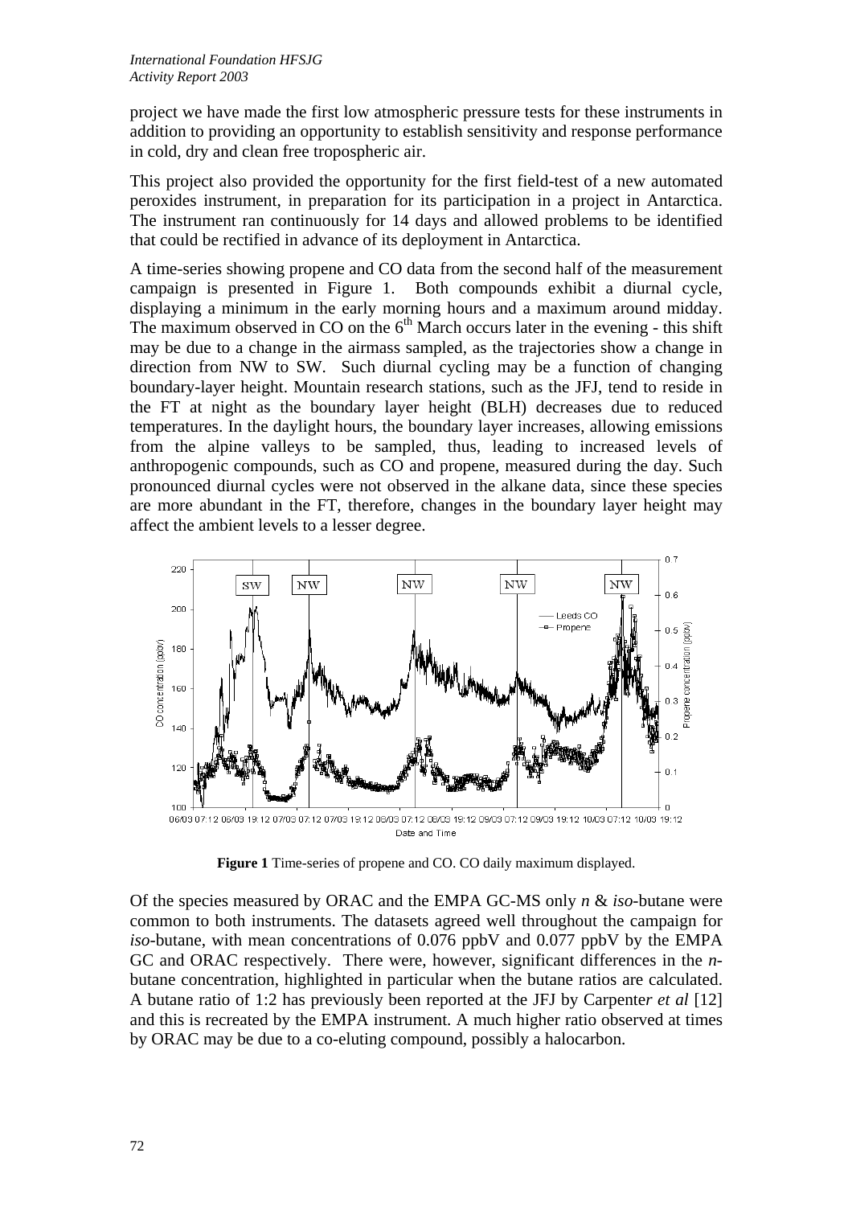project we have made the first low atmospheric pressure tests for these instruments in addition to providing an opportunity to establish sensitivity and response performance in cold, dry and clean free tropospheric air.

This project also provided the opportunity for the first field-test of a new automated peroxides instrument, in preparation for its participation in a project in Antarctica. The instrument ran continuously for 14 days and allowed problems to be identified that could be rectified in advance of its deployment in Antarctica.

A time-series showing propene and CO data from the second half of the measurement campaign is presented in Figure 1. Both compounds exhibit a diurnal cycle, displaying a minimum in the early morning hours and a maximum around midday. The maximum observed in CO on the 6$^{th}$ March occurs later in the evening - this shift may be due to a change in the airmass sampled, as the trajectories show a change in direction from NW to SW. Such diurnal cycling may be a function of changing boundary-layer height. Mountain research stations, such as the JFJ, tend to reside in the FT at night as the boundary layer height (BLH) decreases due to reduced temperatures. In the daylight hours, the boundary layer increases, allowing emissions from the alpine valleys to be sampled, thus, leading to increased levels of anthropogenic compounds, such as CO and propene, measured during the day. Such pronounced diurnal cycles were not observed in the alkane data, since these species are more abundant in the FT, therefore, changes in the boundary layer height may affect the ambient levels to a lesser degree.

**Figure 1** Time-series of propene and CO. CO daily maximum displayed.

Of the species measured by ORAC and the EMPA GC-MS only *n* & *iso*-butane were common to both instruments. The datasets agreed well throughout the campaign for *iso*-butane, with mean concentrations of 0.076 ppbV and 0.077 ppbV by the EMPA GC and ORAC respectively. There were, however, significant differences in the *n*-butane concentration, highlighted in particular when the butane ratios are calculated. A butane ratio of 1:2 has previously been reported at the JFJ by Carpenter *et al* [12] and this is recreated by the EMPA instrument. A much higher ratio observed at times by ORAC may be due to a co-eluting compound, possibly a halocarbon.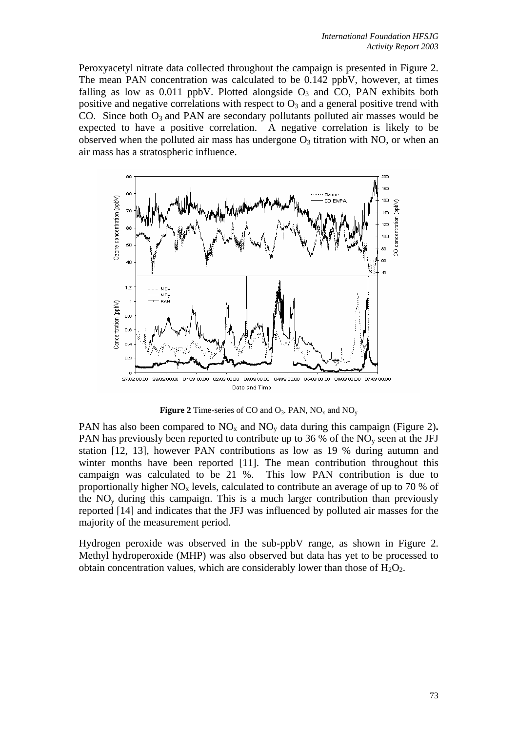Peroxyacetyl nitrate data collected throughout the campaign is presented in Figure 2. The mean PAN concentration was calculated to be 0.142 ppbV, however, at times falling as low as 0.011 ppbV. Plotted alongside $O_3$ and CO, PAN exhibits both positive and negative correlations with respect to $O_3$ and a general positive trend with CO. Since both $O_3$ and PAN are secondary pollutants polluted air masses would be expected to have a positive correlation. A negative correlation is likely to be observed when the polluted air mass has undergone $O_3$ titration with NO, or when an air mass has a stratospheric influence.

**Figure 2** Time-series of CO and $O_3$. PAN, $NO_x$ and $NO_y$

PAN has also been compared to $NO_x$ and $NO_y$ data during this campaign (Figure 2)**.** PAN has previously been reported to contribute up to 36 % of the $NO_y$ seen at the JFJ station [12, 13], however PAN contributions as low as 19 % during autumn and winter months have been reported [11]. The mean contribution throughout this campaign was calculated to be 21 %. This low PAN contribution is due to proportionally higher $NO_x$ levels, calculated to contribute an average of up to 70 % of the $NO_y$ during this campaign. This is a much larger contribution than previously reported [14] and indicates that the JFJ was influenced by polluted air masses for the majority of the measurement period.

Hydrogen peroxide was observed in the sub-ppbV range, as shown in Figure 2. Methyl hydroperoxide (MHP) was also observed but data has yet to be processed to obtain concentration values, which are considerably lower than those of $H_2O_2$.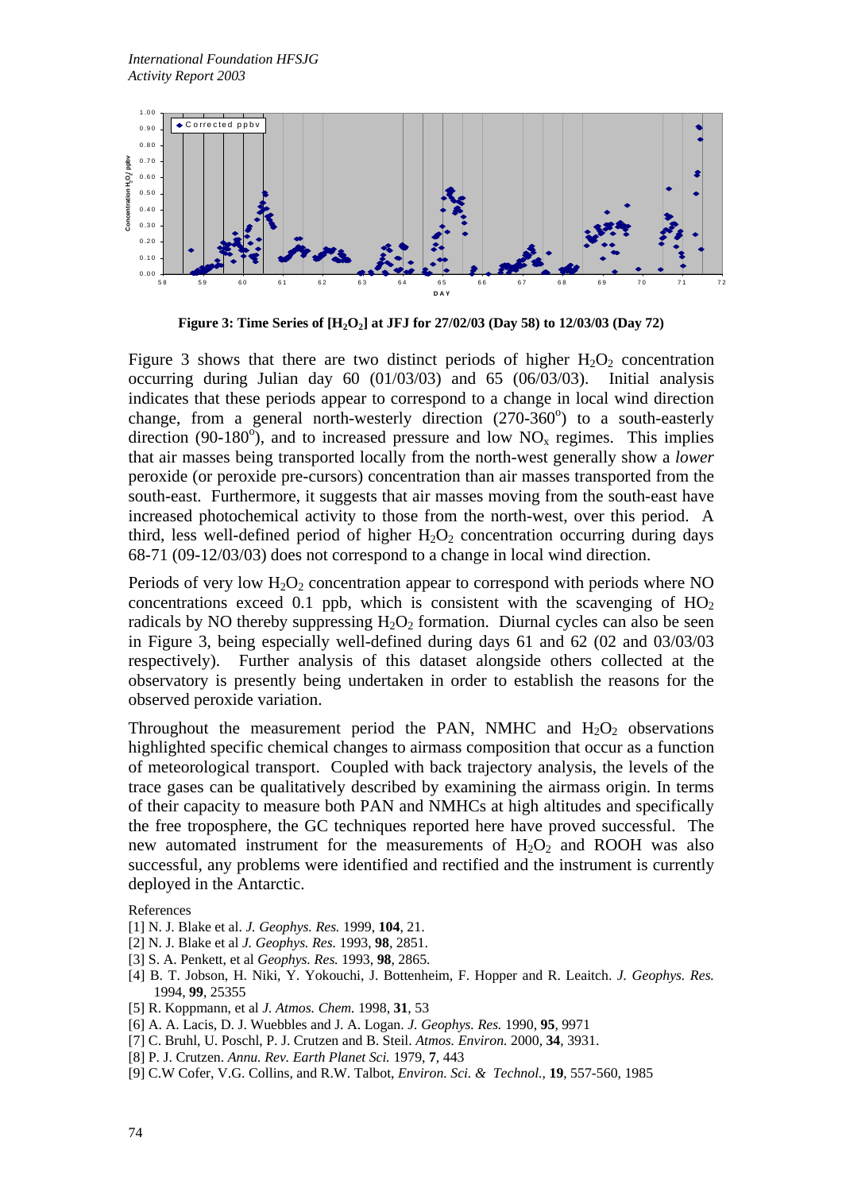**Figure 3: Time Series of [$H_2O_2$] at JFJ for 27/02/03 (Day 58) to 12/03/03 (Day 72)**

Figure 3 shows that there are two distinct periods of higher $H_2O_2$ concentration occurring during Julian day 60 (01/03/03) and 65 (06/03/03). Initial analysis indicates that these periods appear to correspond to a change in local wind direction change, from a general north-westerly direction (270-360$^o$) to a south-easterly direction (90-180$^o$), and to increased pressure and low $NO_x$ regimes. This implies that air masses being transported locally from the north-west generally show a *lower* peroxide (or peroxide pre-cursors) concentration than air masses transported from the south-east. Furthermore, it suggests that air masses moving from the south-east have increased photochemical activity to those from the north-west, over this period. A third, less well-defined period of higher $H_2O_2$ concentration occurring during days 68-71 (09-12/03/03) does not correspond to a change in local wind direction.

Periods of very low $H_2O_2$ concentration appear to correspond with periods where NO concentrations exceed 0.1 ppb, which is consistent with the scavenging of $HO_2$ radicals by NO thereby suppressing $H_2O_2$ formation. Diurnal cycles can also be seen in Figure 3, being especially well-defined during days 61 and 62 (02 and 03/03/03 respectively). Further analysis of this dataset alongside others collected at the observatory is presently being undertaken in order to establish the reasons for the observed peroxide variation.

Throughout the measurement period the PAN, NMHC and $H_2O_2$ observations highlighted specific chemical changes to airmass composition that occur as a function of meteorological transport. Coupled with back trajectory analysis, the levels of the trace gases can be qualitatively described by examining the airmass origin. In terms of their capacity to measure both PAN and NMHCs at high altitudes and specifically the free troposphere, the GC techniques reported here have proved successful. The new automated instrument for the measurements of $H_2O_2$ and ROOH was also successful, any problems were identified and rectified and the instrument is currently deployed in the Antarctic.

References

[1] N. J. Blake et al. *J. Geophys. Res.* 1999, **104**, 21.

[2] N. J. Blake et al *J. Geophys. Res.* 1993, **98**, 2851.

[3] S. A. Penkett, et al *Geophys. Res.* 1993, **98**, 2865.

[4] B. T. Jobson, H. Niki, Y. Yokouchi, J. Bottenheim, F. Hopper and R. Leaitch. *J. Geophys. Res.* 1994, **99**, 25355

[5] R. Koppmann, et al *J. Atmos. Chem.* 1998, **31**, 53

[6] A. A. Lacis, D. J. Wuebbles and J. A. Logan. *J. Geophys. Res.* 1990, **95**, 9971

[7] C. Bruhl, U. Poschl, P. J. Crutzen and B. Steil. *Atmos. Environ.* 2000, **34**, 3931.

[8] P. J. Crutzen. *Annu. Rev. Earth Planet Sci.* 1979, **7**, 443

[9] C.W Cofer, V.G. Collins, and R.W. Talbot, *Environ. Sci. & Technol.*, **19**, 557-560, 1985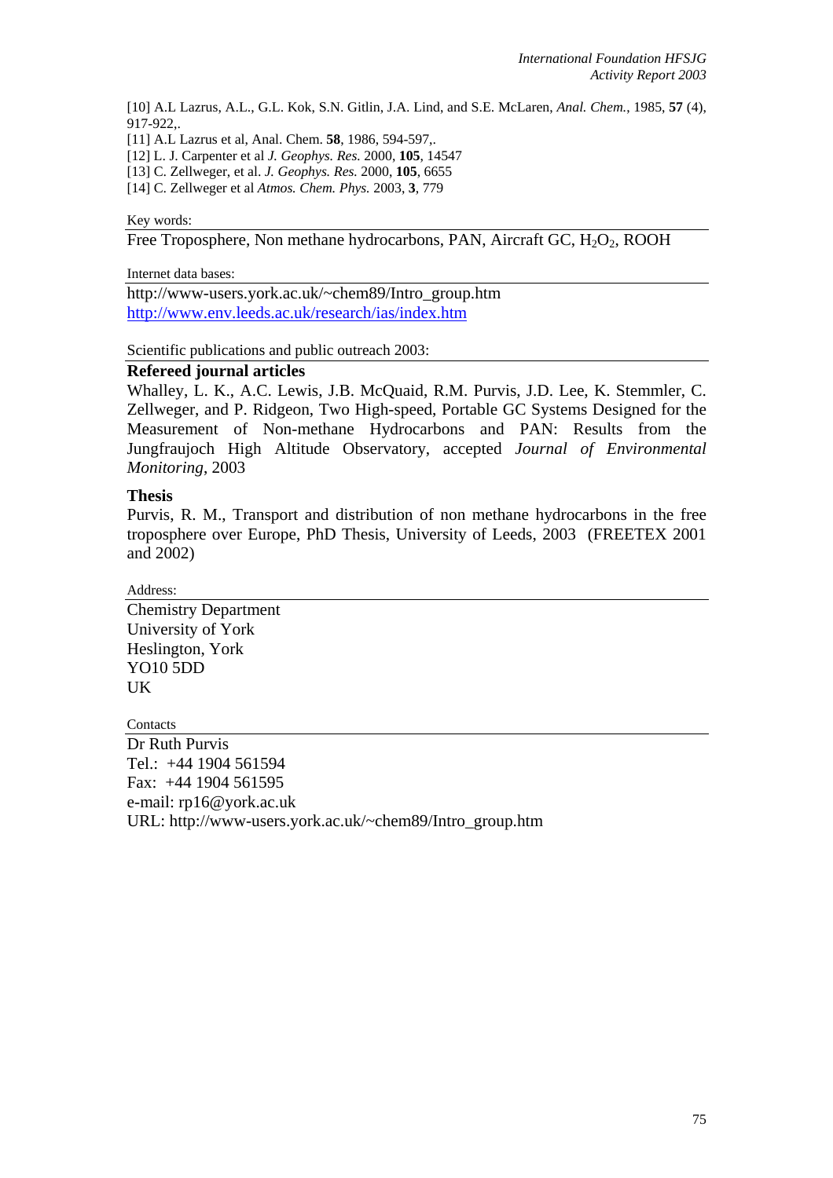[10] A.L Lazrus, A.L., G.L. Kok, S.N. Gitlin, J.A. Lind, and S.E. McLaren, *Anal. Chem.*, 1985, **57** (4), 917-922,.

[11] A.L Lazrus et al, Anal. Chem. **58**, 1986, 594-597,.

[12] L. J. Carpenter et al *J. Geophys. Res.* 2000, **105**, 14547

[13] C. Zellweger, et al. *J. Geophys. Res.* 2000, **105**, 6655

[14] C. Zellweger et al *Atmos. Chem. Phys.* 2003, **3**, 779

Key words:

Free Troposphere, Non methane hydrocarbons, PAN, Aircraft GC, $H_2O_2$, ROOH

Internet data bases:

http://www-users.york.ac.uk/~chem89/Intro_group.htm
http://www.env.leeds.ac.uk/research/ias/index.htm

Scientific publications and public outreach 2003:

**Refereed journal articles**

Whalley, L. K., A.C. Lewis, J.B. McQuaid, R.M. Purvis, J.D. Lee, K. Stemmler, C. Zellweger, and P. Ridgeon, Two High-speed, Portable GC Systems Designed for the Measurement of Non-methane Hydrocarbons and PAN: Results from the Jungfraujoch High Altitude Observatory, accepted *Journal of Environmental Monitoring*, 2003

**Thesis**

Purvis, R. M., Transport and distribution of non methane hydrocarbons in the free troposphere over Europe, PhD Thesis, University of Leeds, 2003 (FREETEX 2001 and 2002)

Address:

Chemistry Department
University of York
Heslington, York
YO10 5DD
UK

Contacts

Dr Ruth Purvis
Tel.: +44 1904 561594
Fax: +44 1904 561595
e-mail: rp16@york.ac.uk
URL: http://www-users.york.ac.uk/~chem89/Intro_group.htm